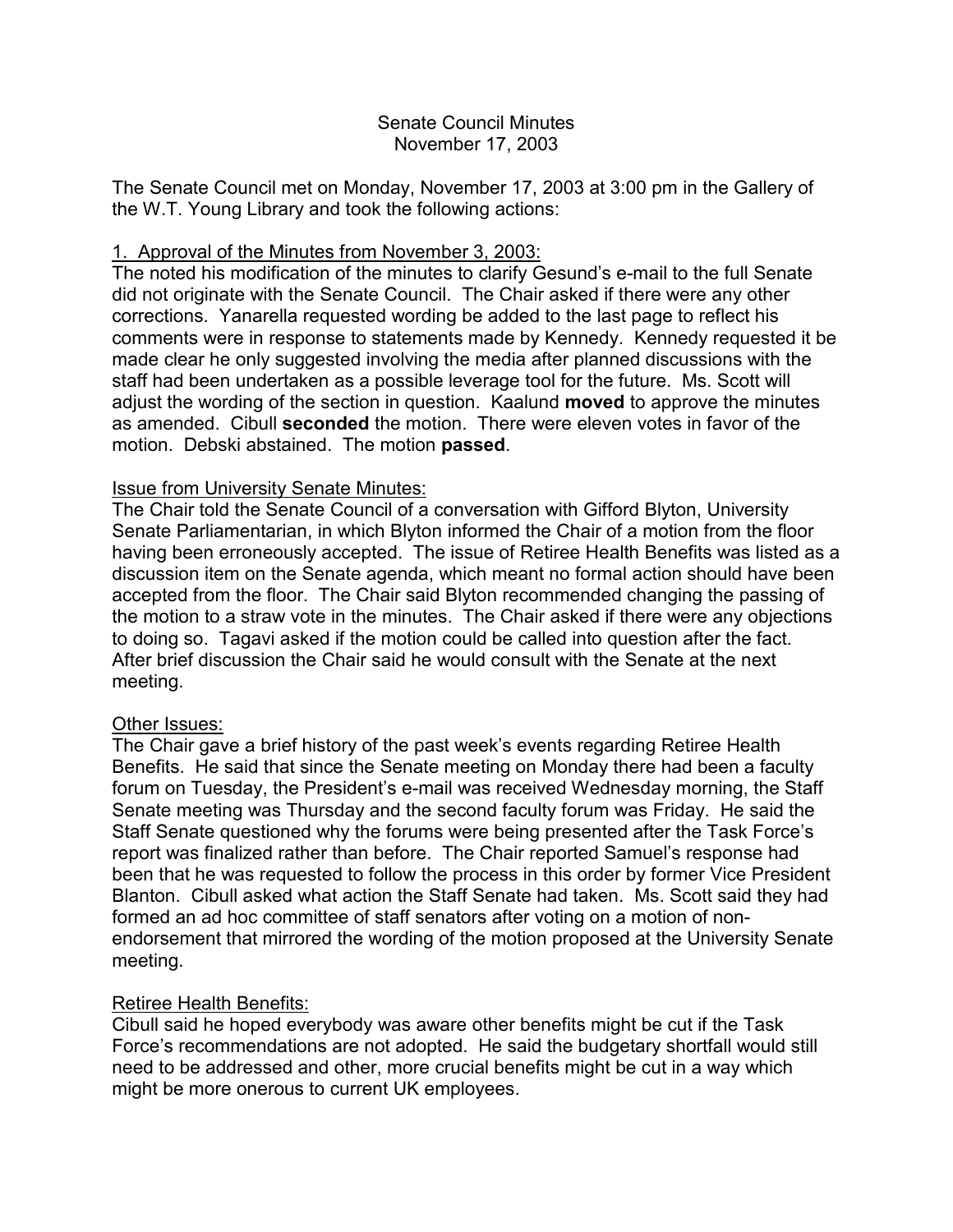Senate Council Minutes
November 17, 2003

The Senate Council met on Monday, November 17, 2003 at 3:00 pm in the Gallery of the W.T. Young Library and took the following actions:

1. Approval of the Minutes from November 3, 2003:

The noted his modification of the minutes to clarify Gesund's e-mail to the full Senate did not originate with the Senate Council. The Chair asked if there were any other corrections. Yanarella requested wording be added to the last page to reflect his comments were in response to statements made by Kennedy. Kennedy requested it be made clear he only suggested involving the media after planned discussions with the staff had been undertaken as a possible leverage tool for the future. Ms. Scott will adjust the wording of the section in question. Kaalund **moved** to approve the minutes as amended. Cibull **seconded** the motion. There were eleven votes in favor of the motion. Debski abstained. The motion **passed**.

Issue from University Senate Minutes:

The Chair told the Senate Council of a conversation with Gifford Blyton, University Senate Parliamentarian, in which Blyton informed the Chair of a motion from the floor having been erroneously accepted. The issue of Retiree Health Benefits was listed as a discussion item on the Senate agenda, which meant no formal action should have been accepted from the floor. The Chair said Blyton recommended changing the passing of the motion to a straw vote in the minutes. The Chair asked if there were any objections to doing so. Tagavi asked if the motion could be called into question after the fact. After brief discussion the Chair said he would consult with the Senate at the next meeting.

Other Issues:

The Chair gave a brief history of the past week's events regarding Retiree Health Benefits. He said that since the Senate meeting on Monday there had been a faculty forum on Tuesday, the President's e-mail was received Wednesday morning, the Staff Senate meeting was Thursday and the second faculty forum was Friday. He said the Staff Senate questioned why the forums were being presented after the Task Force's report was finalized rather than before. The Chair reported Samuel's response had been that he was requested to follow the process in this order by former Vice President Blanton. Cibull asked what action the Staff Senate had taken. Ms. Scott said they had formed an ad hoc committee of staff senators after voting on a motion of non-endorsement that mirrored the wording of the motion proposed at the University Senate meeting.

Retiree Health Benefits:

Cibull said he hoped everybody was aware other benefits might be cut if the Task Force's recommendations are not adopted. He said the budgetary shortfall would still need to be addressed and other, more crucial benefits might be cut in a way which might be more onerous to current UK employees.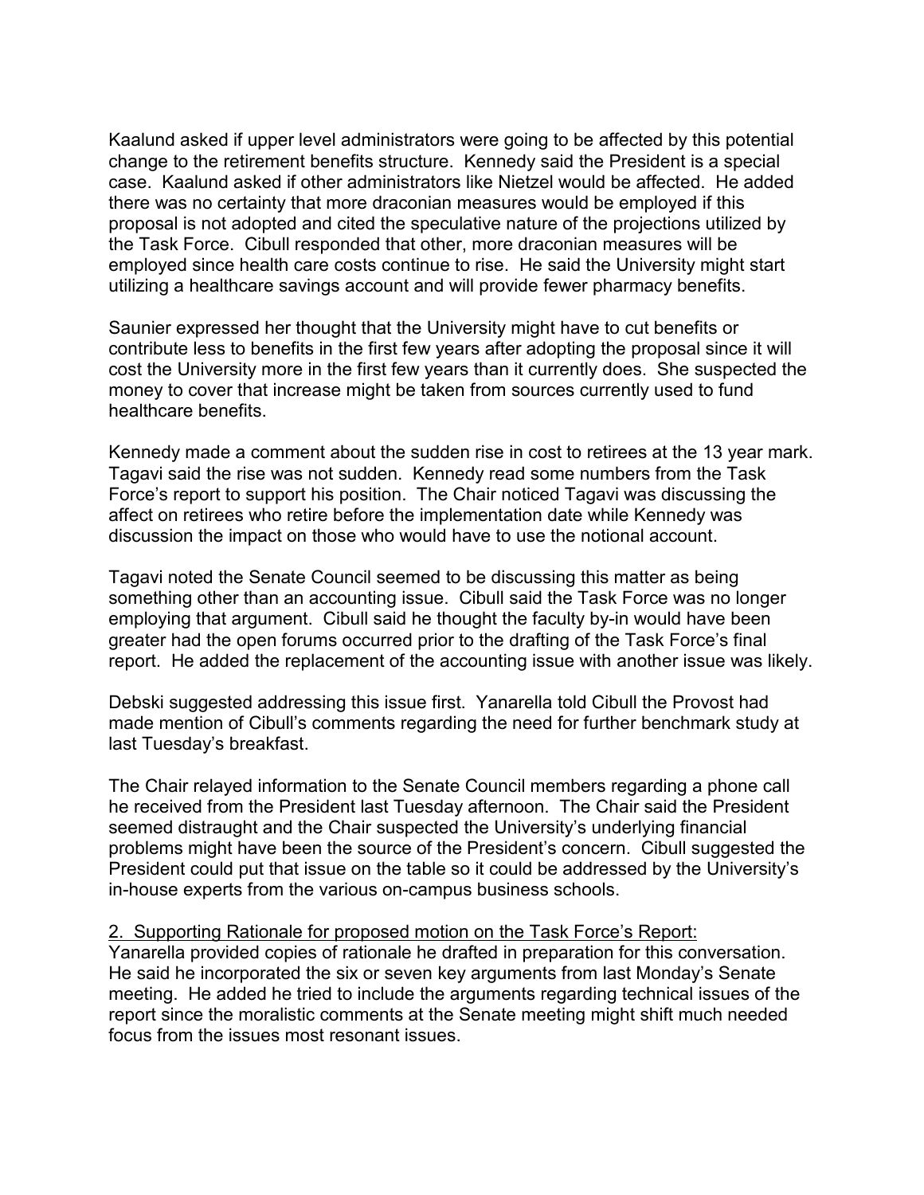Kaalund asked if upper level administrators were going to be affected by this potential change to the retirement benefits structure. Kennedy said the President is a special case. Kaalund asked if other administrators like Nietzel would be affected. He added there was no certainty that more draconian measures would be employed if this proposal is not adopted and cited the speculative nature of the projections utilized by the Task Force. Cibull responded that other, more draconian measures will be employed since health care costs continue to rise. He said the University might start utilizing a healthcare savings account and will provide fewer pharmacy benefits.

Saunier expressed her thought that the University might have to cut benefits or contribute less to benefits in the first few years after adopting the proposal since it will cost the University more in the first few years than it currently does. She suspected the money to cover that increase might be taken from sources currently used to fund healthcare benefits.

Kennedy made a comment about the sudden rise in cost to retirees at the 13 year mark. Tagavi said the rise was not sudden. Kennedy read some numbers from the Task Force's report to support his position. The Chair noticed Tagavi was discussing the affect on retirees who retire before the implementation date while Kennedy was discussion the impact on those who would have to use the notional account.

Tagavi noted the Senate Council seemed to be discussing this matter as being something other than an accounting issue. Cibull said the Task Force was no longer employing that argument. Cibull said he thought the faculty by-in would have been greater had the open forums occurred prior to the drafting of the Task Force's final report. He added the replacement of the accounting issue with another issue was likely.

Debski suggested addressing this issue first. Yanarella told Cibull the Provost had made mention of Cibull's comments regarding the need for further benchmark study at last Tuesday's breakfast.

The Chair relayed information to the Senate Council members regarding a phone call he received from the President last Tuesday afternoon. The Chair said the President seemed distraught and the Chair suspected the University's underlying financial problems might have been the source of the President's concern. Cibull suggested the President could put that issue on the table so it could be addressed by the University's in-house experts from the various on-campus business schools.

2. Supporting Rationale for proposed motion on the Task Force's Report:
Yanarella provided copies of rationale he drafted in preparation for this conversation. He said he incorporated the six or seven key arguments from last Monday's Senate meeting. He added he tried to include the arguments regarding technical issues of the report since the moralistic comments at the Senate meeting might shift much needed focus from the issues most resonant issues.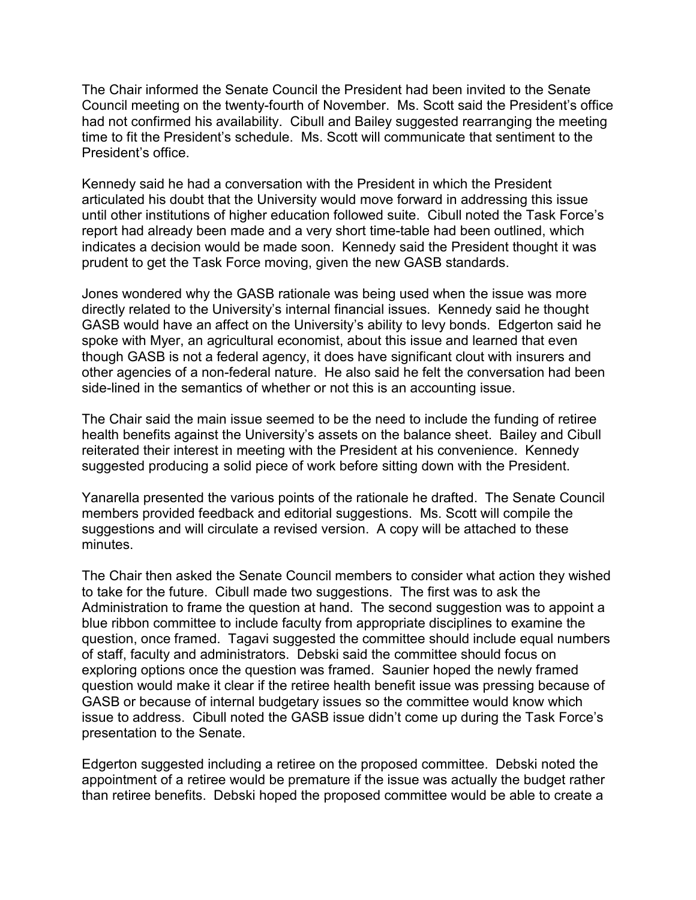The Chair informed the Senate Council the President had been invited to the Senate Council meeting on the twenty-fourth of November. Ms. Scott said the President's office had not confirmed his availability. Cibull and Bailey suggested rearranging the meeting time to fit the President's schedule. Ms. Scott will communicate that sentiment to the President's office.

Kennedy said he had a conversation with the President in which the President articulated his doubt that the University would move forward in addressing this issue until other institutions of higher education followed suite. Cibull noted the Task Force's report had already been made and a very short time-table had been outlined, which indicates a decision would be made soon. Kennedy said the President thought it was prudent to get the Task Force moving, given the new GASB standards.

Jones wondered why the GASB rationale was being used when the issue was more directly related to the University's internal financial issues. Kennedy said he thought GASB would have an affect on the University's ability to levy bonds. Edgerton said he spoke with Myer, an agricultural economist, about this issue and learned that even though GASB is not a federal agency, it does have significant clout with insurers and other agencies of a non-federal nature. He also said he felt the conversation had been side-lined in the semantics of whether or not this is an accounting issue.

The Chair said the main issue seemed to be the need to include the funding of retiree health benefits against the University's assets on the balance sheet. Bailey and Cibull reiterated their interest in meeting with the President at his convenience. Kennedy suggested producing a solid piece of work before sitting down with the President.

Yanarella presented the various points of the rationale he drafted. The Senate Council members provided feedback and editorial suggestions. Ms. Scott will compile the suggestions and will circulate a revised version. A copy will be attached to these minutes.

The Chair then asked the Senate Council members to consider what action they wished to take for the future. Cibull made two suggestions. The first was to ask the Administration to frame the question at hand. The second suggestion was to appoint a blue ribbon committee to include faculty from appropriate disciplines to examine the question, once framed. Tagavi suggested the committee should include equal numbers of staff, faculty and administrators. Debski said the committee should focus on exploring options once the question was framed. Saunier hoped the newly framed question would make it clear if the retiree health benefit issue was pressing because of GASB or because of internal budgetary issues so the committee would know which issue to address. Cibull noted the GASB issue didn't come up during the Task Force's presentation to the Senate.

Edgerton suggested including a retiree on the proposed committee. Debski noted the appointment of a retiree would be premature if the issue was actually the budget rather than retiree benefits. Debski hoped the proposed committee would be able to create a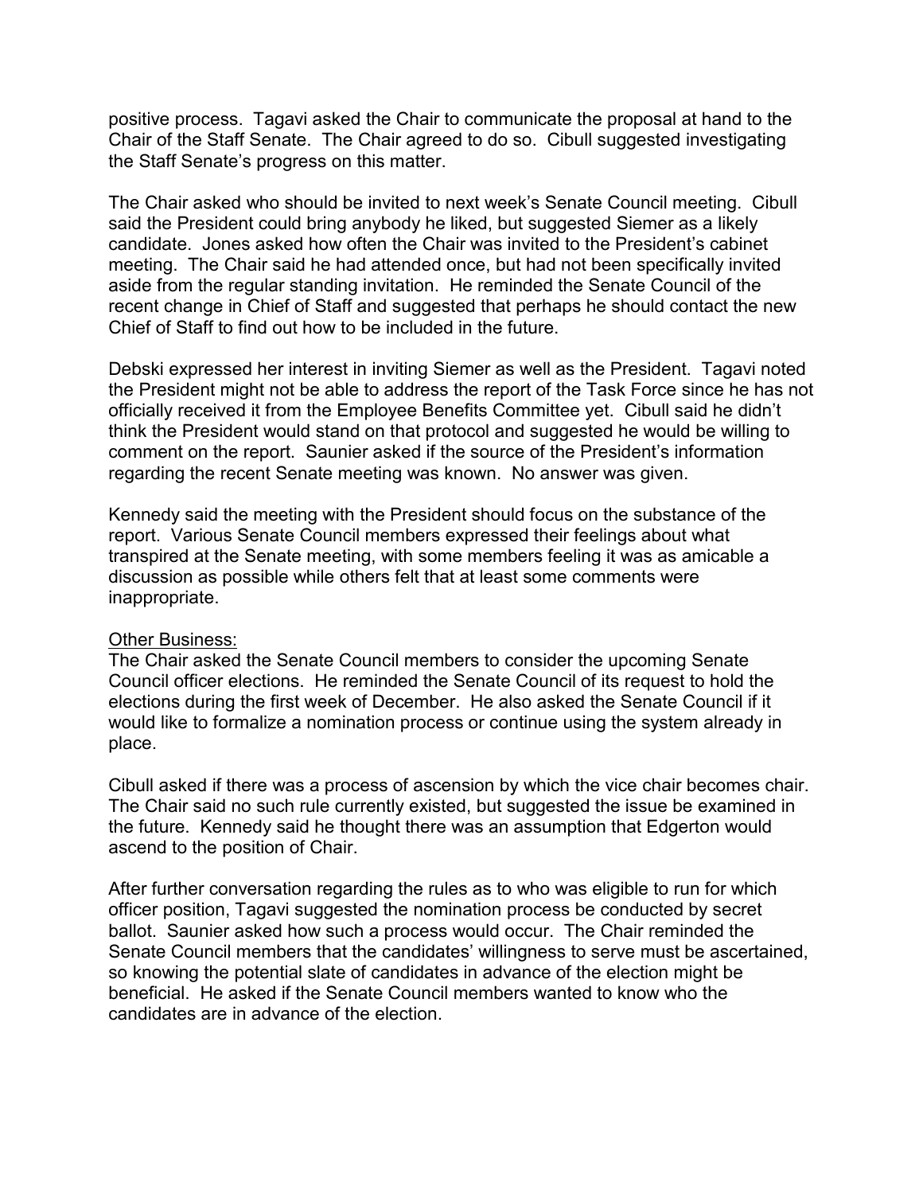positive process. Tagavi asked the Chair to communicate the proposal at hand to the Chair of the Staff Senate. The Chair agreed to do so. Cibull suggested investigating the Staff Senate's progress on this matter.

The Chair asked who should be invited to next week's Senate Council meeting. Cibull said the President could bring anybody he liked, but suggested Siemer as a likely candidate. Jones asked how often the Chair was invited to the President's cabinet meeting. The Chair said he had attended once, but had not been specifically invited aside from the regular standing invitation. He reminded the Senate Council of the recent change in Chief of Staff and suggested that perhaps he should contact the new Chief of Staff to find out how to be included in the future.

Debski expressed her interest in inviting Siemer as well as the President. Tagavi noted the President might not be able to address the report of the Task Force since he has not officially received it from the Employee Benefits Committee yet. Cibull said he didn't think the President would stand on that protocol and suggested he would be willing to comment on the report. Saunier asked if the source of the President's information regarding the recent Senate meeting was known. No answer was given.

Kennedy said the meeting with the President should focus on the substance of the report. Various Senate Council members expressed their feelings about what transpired at the Senate meeting, with some members feeling it was as amicable a discussion as possible while others felt that at least some comments were inappropriate.

<u>Other Business:</u>
The Chair asked the Senate Council members to consider the upcoming Senate Council officer elections. He reminded the Senate Council of its request to hold the elections during the first week of December. He also asked the Senate Council if it would like to formalize a nomination process or continue using the system already in place.

Cibull asked if there was a process of ascension by which the vice chair becomes chair. The Chair said no such rule currently existed, but suggested the issue be examined in the future. Kennedy said he thought there was an assumption that Edgerton would ascend to the position of Chair.

After further conversation regarding the rules as to who was eligible to run for which officer position, Tagavi suggested the nomination process be conducted by secret ballot. Saunier asked how such a process would occur. The Chair reminded the Senate Council members that the candidates' willingness to serve must be ascertained, so knowing the potential slate of candidates in advance of the election might be beneficial. He asked if the Senate Council members wanted to know who the candidates are in advance of the election.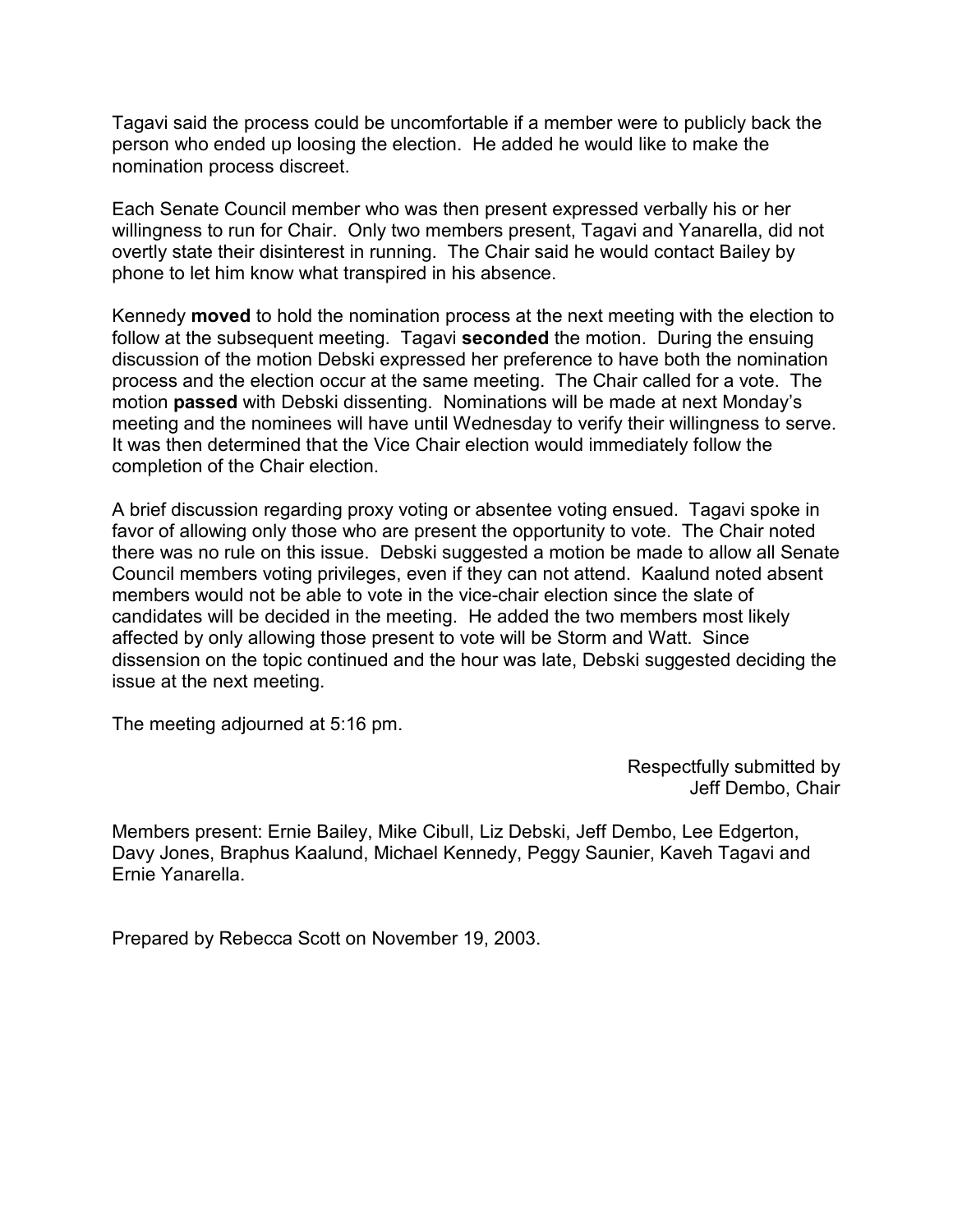Tagavi said the process could be uncomfortable if a member were to publicly back the person who ended up loosing the election. He added he would like to make the nomination process discreet.

Each Senate Council member who was then present expressed verbally his or her willingness to run for Chair. Only two members present, Tagavi and Yanarella, did not overtly state their disinterest in running. The Chair said he would contact Bailey by phone to let him know what transpired in his absence.

Kennedy **moved** to hold the nomination process at the next meeting with the election to follow at the subsequent meeting. Tagavi **seconded** the motion. During the ensuing discussion of the motion Debski expressed her preference to have both the nomination process and the election occur at the same meeting. The Chair called for a vote. The motion **passed** with Debski dissenting. Nominations will be made at next Monday's meeting and the nominees will have until Wednesday to verify their willingness to serve. It was then determined that the Vice Chair election would immediately follow the completion of the Chair election.

A brief discussion regarding proxy voting or absentee voting ensued. Tagavi spoke in favor of allowing only those who are present the opportunity to vote. The Chair noted there was no rule on this issue. Debski suggested a motion be made to allow all Senate Council members voting privileges, even if they can not attend. Kaalund noted absent members would not be able to vote in the vice-chair election since the slate of candidates will be decided in the meeting. He added the two members most likely affected by only allowing those present to vote will be Storm and Watt. Since dissension on the topic continued and the hour was late, Debski suggested deciding the issue at the next meeting.

The meeting adjourned at 5:16 pm.

Respectfully submitted by
Jeff Dembo, Chair

Members present: Ernie Bailey, Mike Cibull, Liz Debski, Jeff Dembo, Lee Edgerton, Davy Jones, Braphus Kaalund, Michael Kennedy, Peggy Saunier, Kaveh Tagavi and Ernie Yanarella.

Prepared by Rebecca Scott on November 19, 2003.